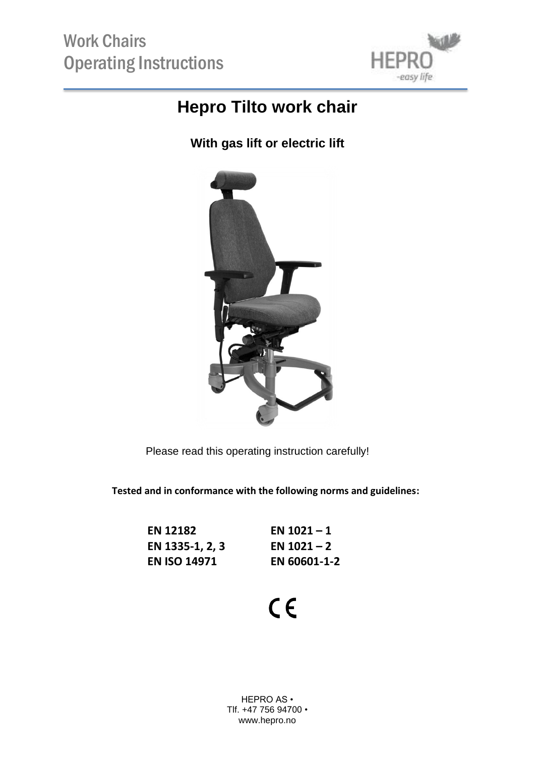Work Chairs
Operating Instructions

# Hepro Tilto work chair

**With gas lift or electric lift**

Please read this operating instruction carefully!

**Tested and in conformance with the following norms and guidelines:**

| | |
|---|---|
| **EN 12182** | **EN 1021 – 1** |
| **EN 1335-1, 2, 3** | **EN 1021 – 2** |
| **EN ISO 14971** | **EN 60601-1-2** |

CE

HEPRO AS •
Tlf. +47 756 94700 •
www.hepro.no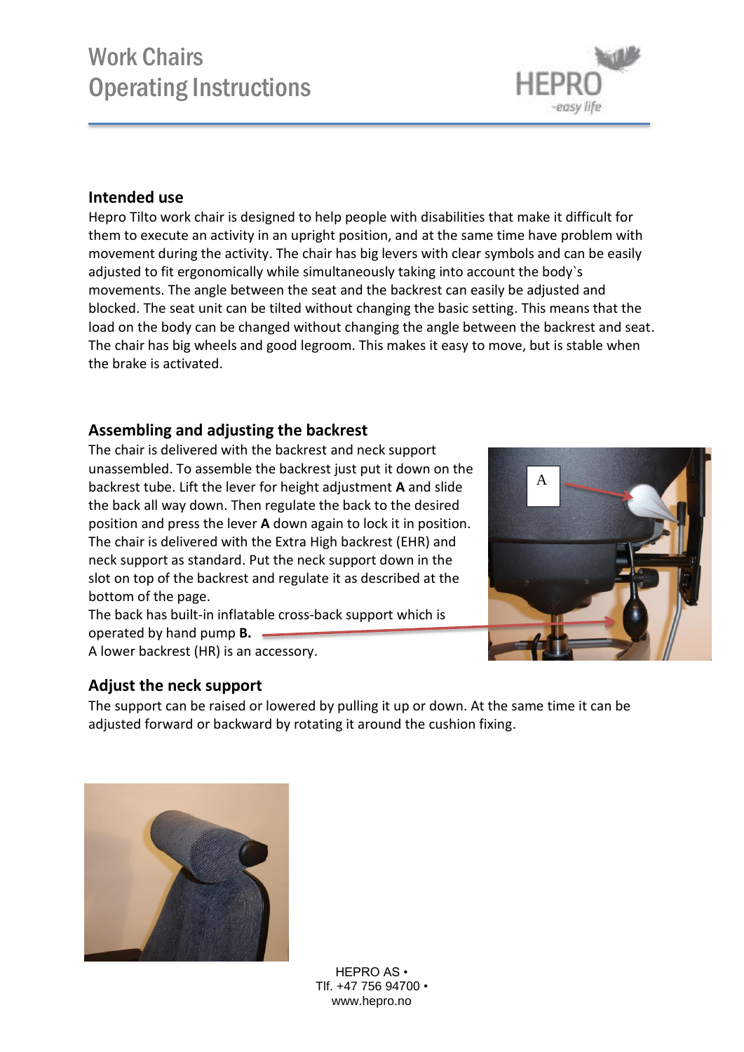# Work Chairs
# Operating Instructions

## Intended use

Hepro Tilto work chair is designed to help people with disabilities that make it difficult for them to execute an activity in an upright position, and at the same time have problem with movement during the activity. The chair has big levers with clear symbols and can be easily adjusted to fit ergonomically while simultaneously taking into account the body`s movements. The angle between the seat and the backrest can easily be adjusted and blocked. The seat unit can be tilted without changing the basic setting. This means that the load on the body can be changed without changing the angle between the backrest and seat. The chair has big wheels and good legroom. This makes it easy to move, but is stable when the brake is activated.

## Assembling and adjusting the backrest

The chair is delivered with the backrest and neck support unassembled. To assemble the backrest just put it down on the backrest tube. Lift the lever for height adjustment **A** and slide the back all way down. Then regulate the back to the desired position and press the lever **A** down again to lock it in position. The chair is delivered with the Extra High backrest (EHR) and neck support as standard. Put the neck support down in the slot on top of the backrest and regulate it as described at the bottom of the page.

The back has built-in inflatable cross-back support which is operated by hand pump **B.**

A lower backrest (HR) is an accessory.

## Adjust the neck support

The support can be raised or lowered by pulling it up or down. At the same time it can be adjusted forward or backward by rotating it around the cushion fixing.

HEPRO AS •
Tlf. +47 756 94700 •
www.hepro.no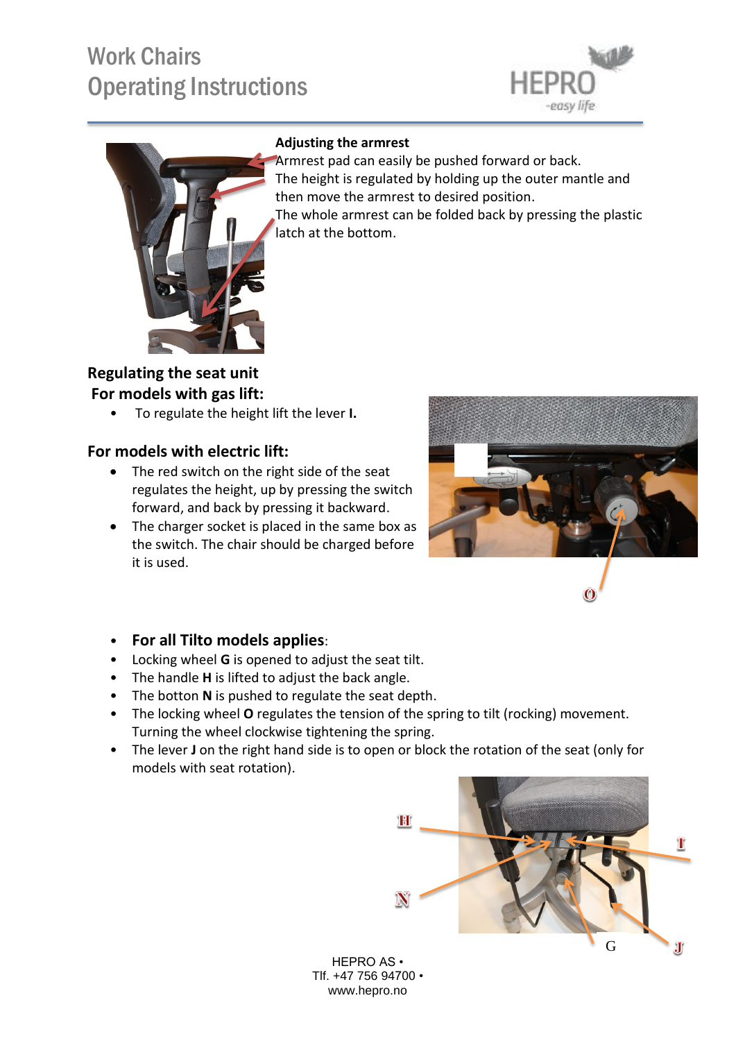# Work Chairs
# Operating Instructions

**Adjusting the armrest**

Armrest pad can easily be pushed forward or back.
The height is regulated by holding up the outer mantle and then move the armrest to desired position.
The whole armrest can be folded back by pressing the plastic latch at the bottom.

## Regulating the seat unit

### For models with gas lift:

- To regulate the height lift the lever **I.**

### For models with electric lift:

- The red switch on the right side of the seat regulates the height, up by pressing the switch forward, and back by pressing it backward.
- The charger socket is placed in the same box as the switch. The chair should be charged before it is used.

O

- **For all Tilto models applies**:
- Locking wheel **G** is opened to adjust the seat tilt.
- The handle **H** is lifted to adjust the back angle.
- The botton **N** is pushed to regulate the seat depth.
- The locking wheel **O** regulates the tension of the spring to tilt (rocking) movement. Turning the wheel clockwise tightening the spring.
- The lever **J** on the right hand side is to open or block the rotation of the seat (only for models with seat rotation).

H

I

N

G

J

HEPRO AS •
Tlf. +47 756 94700 •
www.hepro.no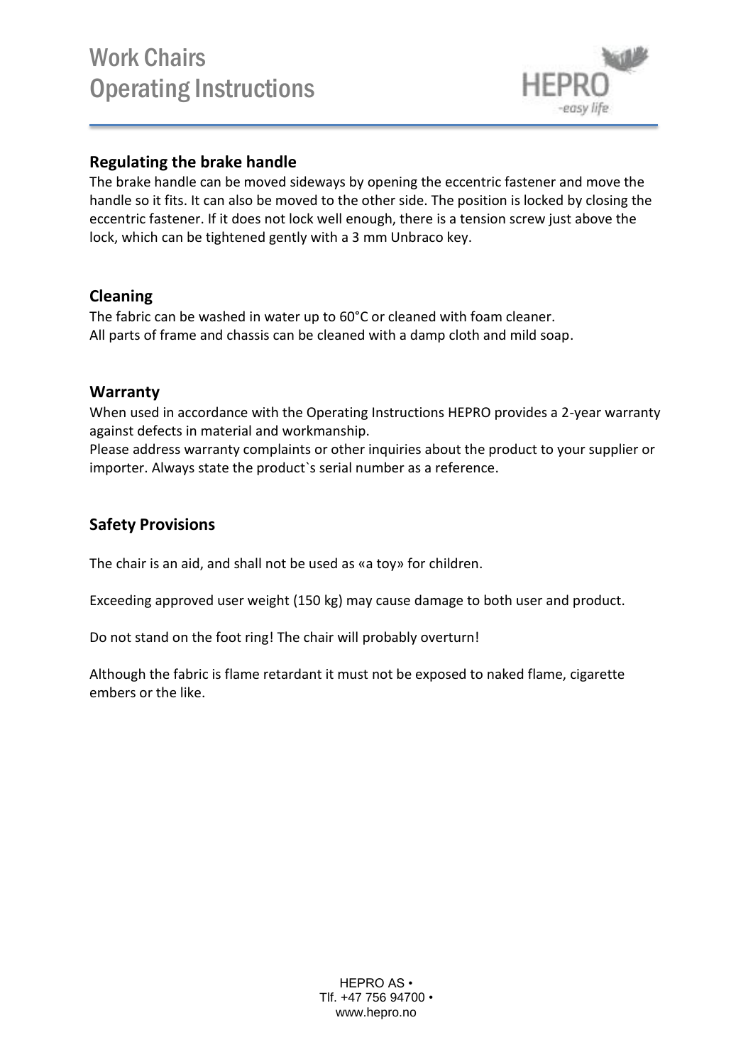## Regulating the brake handle

The brake handle can be moved sideways by opening the eccentric fastener and move the handle so it fits. It can also be moved to the other side. The position is locked by closing the eccentric fastener. If it does not lock well enough, there is a tension screw just above the lock, which can be tightened gently with a 3 mm Unbraco key.

## Cleaning

The fabric can be washed in water up to 60°C or cleaned with foam cleaner.
All parts of frame and chassis can be cleaned with a damp cloth and mild soap.

## Warranty

When used in accordance with the Operating Instructions HEPRO provides a 2-year warranty against defects in material and workmanship.
Please address warranty complaints or other inquiries about the product to your supplier or importer. Always state the product`s serial number as a reference.

## Safety Provisions

The chair is an aid, and shall not be used as «a toy» for children.

Exceeding approved user weight (150 kg) may cause damage to both user and product.

Do not stand on the foot ring! The chair will probably overturn!

Although the fabric is flame retardant it must not be exposed to naked flame, cigarette embers or the like.